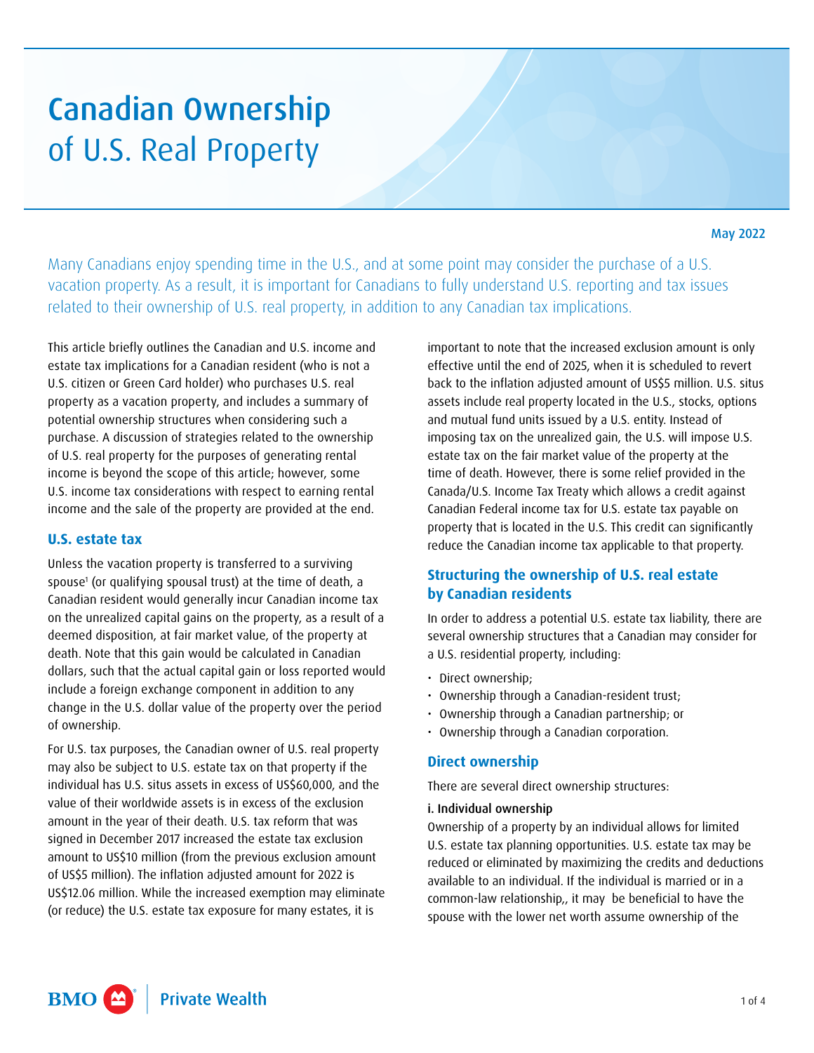# Canadian Ownership of U.S. Real Property

May 2022

Many Canadians enjoy spending time in the U.S., and at some point may consider the purchase of a U.S. vacation property. As a result, it is important for Canadians to fully understand U.S. reporting and tax issues related to their ownership of U.S. real property, in addition to any Canadian tax implications.

This article briefly outlines the Canadian and U.S. income and estate tax implications for a Canadian resident (who is not a U.S. citizen or Green Card holder) who purchases U.S. real property as a vacation property, and includes a summary of potential ownership structures when considering such a purchase. A discussion of strategies related to the ownership of U.S. real property for the purposes of generating rental income is beyond the scope of this article; however, some U.S. income tax considerations with respect to earning rental income and the sale of the property are provided at the end.

## U.S. estate tax

Unless the vacation property is transferred to a surviving spouse[1] (or qualifying spousal trust) at the time of death, a Canadian resident would generally incur Canadian income tax on the unrealized capital gains on the property, as a result of a deemed disposition, at fair market value, of the property at death. Note that this gain would be calculated in Canadian dollars, such that the actual capital gain or loss reported would include a foreign exchange component in addition to any change in the U.S. dollar value of the property over the period of ownership.

For U.S. tax purposes, the Canadian owner of U.S. real property may also be subject to U.S. estate tax on that property if the individual has U.S. situs assets in excess of US$60,000, and the value of their worldwide assets is in excess of the exclusion amount in the year of their death. U.S. tax reform that was signed in December 2017 increased the estate tax exclusion amount to US$10 million (from the previous exclusion amount of US$5 million). The inflation adjusted amount for 2022 is US$12.06 million. While the increased exemption may eliminate (or reduce) the U.S. estate tax exposure for many estates, it is important to note that the increased exclusion amount is only effective until the end of 2025, when it is scheduled to revert back to the inflation adjusted amount of US$5 million. U.S. situs assets include real property located in the U.S., stocks, options and mutual fund units issued by a U.S. entity. Instead of imposing tax on the unrealized gain, the U.S. will impose U.S. estate tax on the fair market value of the property at the time of death. However, there is some relief provided in the Canada/U.S. Income Tax Treaty which allows a credit against Canadian Federal income tax for U.S. estate tax payable on property that is located in the U.S. This credit can significantly reduce the Canadian income tax applicable to that property.

## Structuring the ownership of U.S. real estate by Canadian residents

In order to address a potential U.S. estate tax liability, there are several ownership structures that a Canadian may consider for a U.S. residential property, including:

- Direct ownership;
- Ownership through a Canadian-resident trust;
- Ownership through a Canadian partnership; or
- Ownership through a Canadian corporation.

## Direct ownership

There are several direct ownership structures:

### i. Individual ownership

Ownership of a property by an individual allows for limited U.S. estate tax planning opportunities. U.S. estate tax may be reduced or eliminated by maximizing the credits and deductions available to an individual. If the individual is married or in a common-law relationship,, it may be beneficial to have the spouse with the lower net worth assume ownership of the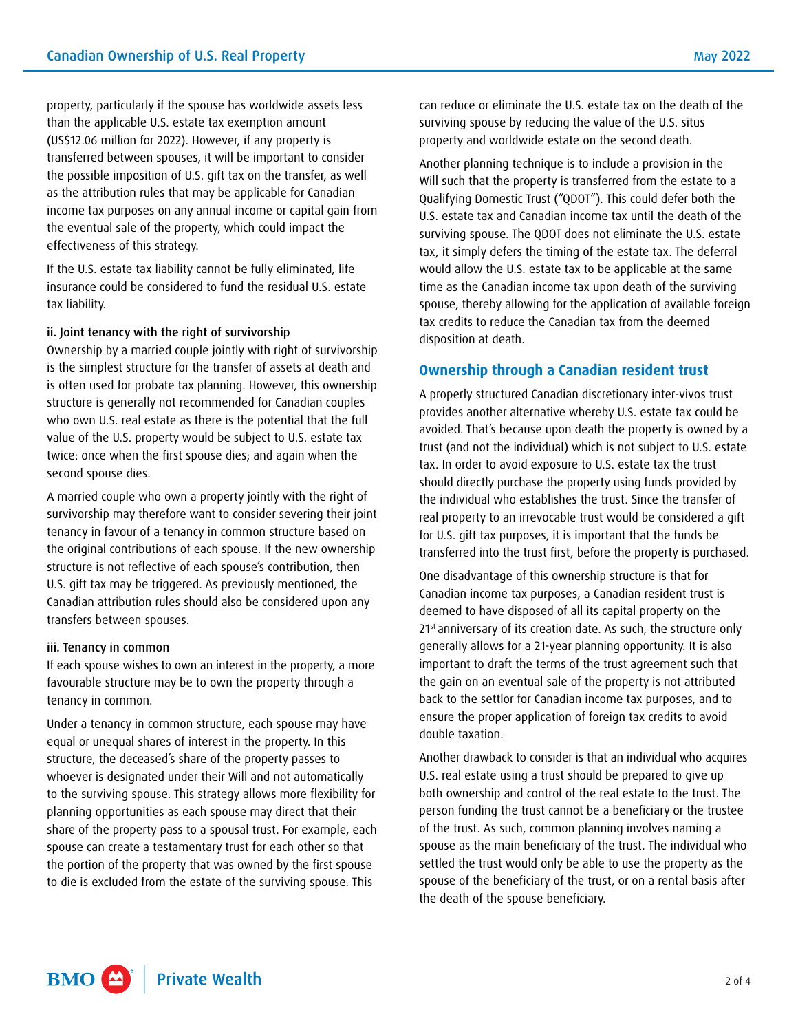property, particularly if the spouse has worldwide assets less than the applicable U.S. estate tax exemption amount (US$12.06 million for 2022). However, if any property is transferred between spouses, it will be important to consider the possible imposition of U.S. gift tax on the transfer, as well as the attribution rules that may be applicable for Canadian income tax purposes on any annual income or capital gain from the eventual sale of the property, which could impact the effectiveness of this strategy.

If the U.S. estate tax liability cannot be fully eliminated, life insurance could be considered to fund the residual U.S. estate tax liability.

#### ii. Joint tenancy with the right of survivorship

Ownership by a married couple jointly with right of survivorship is the simplest structure for the transfer of assets at death and is often used for probate tax planning. However, this ownership structure is generally not recommended for Canadian couples who own U.S. real estate as there is the potential that the full value of the U.S. property would be subject to U.S. estate tax twice: once when the first spouse dies; and again when the second spouse dies.

A married couple who own a property jointly with the right of survivorship may therefore want to consider severing their joint tenancy in favour of a tenancy in common structure based on the original contributions of each spouse. If the new ownership structure is not reflective of each spouse's contribution, then U.S. gift tax may be triggered. As previously mentioned, the Canadian attribution rules should also be considered upon any transfers between spouses.

#### iii. Tenancy in common

If each spouse wishes to own an interest in the property, a more favourable structure may be to own the property through a tenancy in common.

Under a tenancy in common structure, each spouse may have equal or unequal shares of interest in the property. In this structure, the deceased's share of the property passes to whoever is designated under their Will and not automatically to the surviving spouse. This strategy allows more flexibility for planning opportunities as each spouse may direct that their share of the property pass to a spousal trust. For example, each spouse can create a testamentary trust for each other so that the portion of the property that was owned by the first spouse to die is excluded from the estate of the surviving spouse. This can reduce or eliminate the U.S. estate tax on the death of the surviving spouse by reducing the value of the U.S. situs property and worldwide estate on the second death.

Another planning technique is to include a provision in the Will such that the property is transferred from the estate to a Qualifying Domestic Trust ("QDOT"). This could defer both the U.S. estate tax and Canadian income tax until the death of the surviving spouse. The QDOT does not eliminate the U.S. estate tax, it simply defers the timing of the estate tax. The deferral would allow the U.S. estate tax to be applicable at the same time as the Canadian income tax upon death of the surviving spouse, thereby allowing for the application of available foreign tax credits to reduce the Canadian tax from the deemed disposition at death.

## Ownership through a Canadian resident trust

A properly structured Canadian discretionary inter-vivos trust provides another alternative whereby U.S. estate tax could be avoided. That's because upon death the property is owned by a trust (and not the individual) which is not subject to U.S. estate tax. In order to avoid exposure to U.S. estate tax the trust should directly purchase the property using funds provided by the individual who establishes the trust. Since the transfer of real property to an irrevocable trust would be considered a gift for U.S. gift tax purposes, it is important that the funds be transferred into the trust first, before the property is purchased.

One disadvantage of this ownership structure is that for Canadian income tax purposes, a Canadian resident trust is deemed to have disposed of all its capital property on the 21st anniversary of its creation date. As such, the structure only generally allows for a 21-year planning opportunity. It is also important to draft the terms of the trust agreement such that the gain on an eventual sale of the property is not attributed back to the settlor for Canadian income tax purposes, and to ensure the proper application of foreign tax credits to avoid double taxation.

Another drawback to consider is that an individual who acquires U.S. real estate using a trust should be prepared to give up both ownership and control of the real estate to the trust. The person funding the trust cannot be a beneficiary or the trustee of the trust. As such, common planning involves naming a spouse as the main beneficiary of the trust. The individual who settled the trust would only be able to use the property as the spouse of the beneficiary of the trust, or on a rental basis after the death of the spouse beneficiary.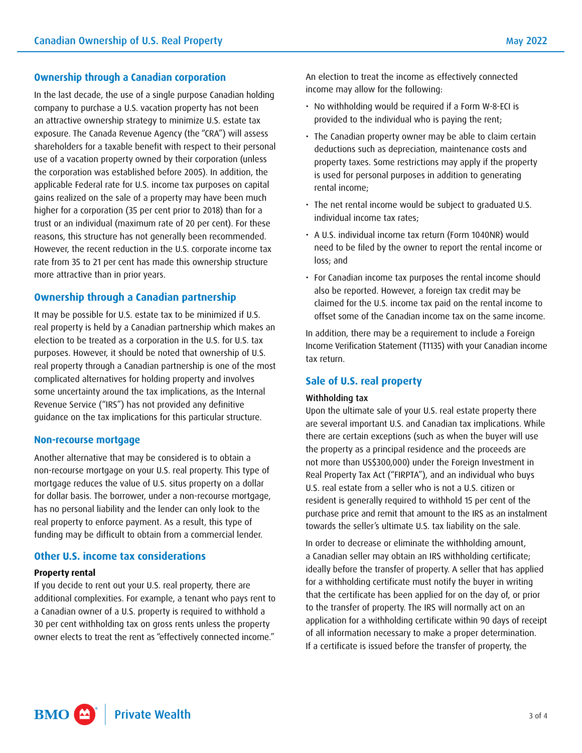## Ownership through a Canadian corporation

In the last decade, the use of a single purpose Canadian holding company to purchase a U.S. vacation property has not been an attractive ownership strategy to minimize U.S. estate tax exposure. The Canada Revenue Agency (the "CRA") will assess shareholders for a taxable benefit with respect to their personal use of a vacation property owned by their corporation (unless the corporation was established before 2005). In addition, the applicable Federal rate for U.S. income tax purposes on capital gains realized on the sale of a property may have been much higher for a corporation (35 per cent prior to 2018) than for a trust or an individual (maximum rate of 20 per cent). For these reasons, this structure has not generally been recommended. However, the recent reduction in the U.S. corporate income tax rate from 35 to 21 per cent has made this ownership structure more attractive than in prior years.

## Ownership through a Canadian partnership

It may be possible for U.S. estate tax to be minimized if U.S. real property is held by a Canadian partnership which makes an election to be treated as a corporation in the U.S. for U.S. tax purposes. However, it should be noted that ownership of U.S. real property through a Canadian partnership is one of the most complicated alternatives for holding property and involves some uncertainty around the tax implications, as the Internal Revenue Service ("IRS") has not provided any definitive guidance on the tax implications for this particular structure.

## Non-recourse mortgage

Another alternative that may be considered is to obtain a non-recourse mortgage on your U.S. real property. This type of mortgage reduces the value of U.S. situs property on a dollar for dollar basis. The borrower, under a non-recourse mortgage, has no personal liability and the lender can only look to the real property to enforce payment. As a result, this type of funding may be difficult to obtain from a commercial lender.

## Other U.S. income tax considerations

**Property rental**

If you decide to rent out your U.S. real property, there are additional complexities. For example, a tenant who pays rent to a Canadian owner of a U.S. property is required to withhold a 30 per cent withholding tax on gross rents unless the property owner elects to treat the rent as "effectively connected income."

An election to treat the income as effectively connected income may allow for the following:

- No withholding would be required if a Form W-8-ECI is provided to the individual who is paying the rent;
- The Canadian property owner may be able to claim certain deductions such as depreciation, maintenance costs and property taxes. Some restrictions may apply if the property is used for personal purposes in addition to generating rental income;
- The net rental income would be subject to graduated U.S. individual income tax rates;
- A U.S. individual income tax return (Form 1040NR) would need to be filed by the owner to report the rental income or loss; and
- For Canadian income tax purposes the rental income should also be reported. However, a foreign tax credit may be claimed for the U.S. income tax paid on the rental income to offset some of the Canadian income tax on the same income.

In addition, there may be a requirement to include a Foreign Income Verification Statement (T1135) with your Canadian income tax return.

## Sale of U.S. real property

**Withholding tax**

Upon the ultimate sale of your U.S. real estate property there are several important U.S. and Canadian tax implications. While there are certain exceptions (such as when the buyer will use the property as a principal residence and the proceeds are not more than US$300,000) under the Foreign Investment in Real Property Tax Act ("FIRPTA"), and an individual who buys U.S. real estate from a seller who is not a U.S. citizen or resident is generally required to withhold 15 per cent of the purchase price and remit that amount to the IRS as an instalment towards the seller's ultimate U.S. tax liability on the sale.

In order to decrease or eliminate the withholding amount, a Canadian seller may obtain an IRS withholding certificate; ideally before the transfer of property. A seller that has applied for a withholding certificate must notify the buyer in writing that the certificate has been applied for on the day of, or prior to the transfer of property. The IRS will normally act on an application for a withholding certificate within 90 days of receipt of all information necessary to make a proper determination. If a certificate is issued before the transfer of property, the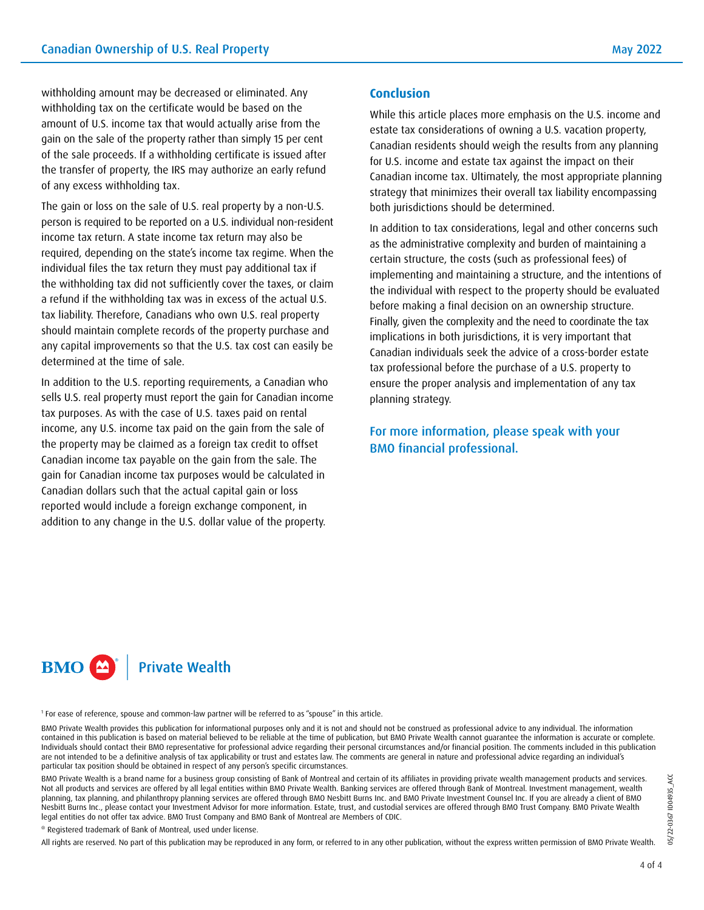withholding amount may be decreased or eliminated. Any withholding tax on the certificate would be based on the amount of U.S. income tax that would actually arise from the gain on the sale of the property rather than simply 15 per cent of the sale proceeds. If a withholding certificate is issued after the transfer of property, the IRS may authorize an early refund of any excess withholding tax.

The gain or loss on the sale of U.S. real property by a non-U.S. person is required to be reported on a U.S. individual non-resident income tax return. A state income tax return may also be required, depending on the state's income tax regime. When the individual files the tax return they must pay additional tax if the withholding tax did not sufficiently cover the taxes, or claim a refund if the withholding tax was in excess of the actual U.S. tax liability. Therefore, Canadians who own U.S. real property should maintain complete records of the property purchase and any capital improvements so that the U.S. tax cost can easily be determined at the time of sale.

In addition to the U.S. reporting requirements, a Canadian who sells U.S. real property must report the gain for Canadian income tax purposes. As with the case of U.S. taxes paid on rental income, any U.S. income tax paid on the gain from the sale of the property may be claimed as a foreign tax credit to offset Canadian income tax payable on the gain from the sale. The gain for Canadian income tax purposes would be calculated in Canadian dollars such that the actual capital gain or loss reported would include a foreign exchange component, in addition to any change in the U.S. dollar value of the property.

## Conclusion

While this article places more emphasis on the U.S. income and estate tax considerations of owning a U.S. vacation property, Canadian residents should weigh the results from any planning for U.S. income and estate tax against the impact on their Canadian income tax. Ultimately, the most appropriate planning strategy that minimizes their overall tax liability encompassing both jurisdictions should be determined.

In addition to tax considerations, legal and other concerns such as the administrative complexity and burden of maintaining a certain structure, the costs (such as professional fees) of implementing and maintaining a structure, and the intentions of the individual with respect to the property should be evaluated before making a final decision on an ownership structure. Finally, given the complexity and the need to coordinate the tax implications in both jurisdictions, it is very important that Canadian individuals seek the advice of a cross-border estate tax professional before the purchase of a U.S. property to ensure the proper analysis and implementation of any tax planning strategy.

**For more information, please speak with your BMO financial professional.**

BMO Private Wealth

[1] For ease of reference, spouse and common-law partner will be referred to as "spouse" in this article.

BMO Private Wealth provides this publication for informational purposes only and it is not and should not be construed as professional advice to any individual. The information contained in this publication is based on material believed to be reliable at the time of publication, but BMO Private Wealth cannot guarantee the information is accurate or complete. Individuals should contact their BMO representative for professional advice regarding their personal circumstances and/or financial position. The comments included in this publication are not intended to be a definitive analysis of tax applicability or trust and estates law. The comments are general in nature and professional advice regarding an individual's particular tax position should be obtained in respect of any person's specific circumstances.

BMO Private Wealth is a brand name for a business group consisting of Bank of Montreal and certain of its affiliates in providing private wealth management products and services. Not all products and services are offered by all legal entities within BMO Private Wealth. Banking services are offered through Bank of Montreal. Investment management, wealth planning, tax planning, and philanthropy planning services are offered through BMO Nesbitt Burns Inc. and BMO Private Investment Counsel Inc. If you are already a client of BMO Nesbitt Burns Inc., please contact your Investment Advisor for more information. Estate, trust, and custodial services are offered through BMO Trust Company. BMO Private Wealth legal entities do not offer tax advice. BMO Trust Company and BMO Bank of Montreal are Members of CDIC.

® Registered trademark of Bank of Montreal, used under license.

All rights are reserved. No part of this publication may be reproduced in any form, or referred to in any other publication, without the express written permission of BMO Private Wealth.

05/22-0367 ID04935_ACC